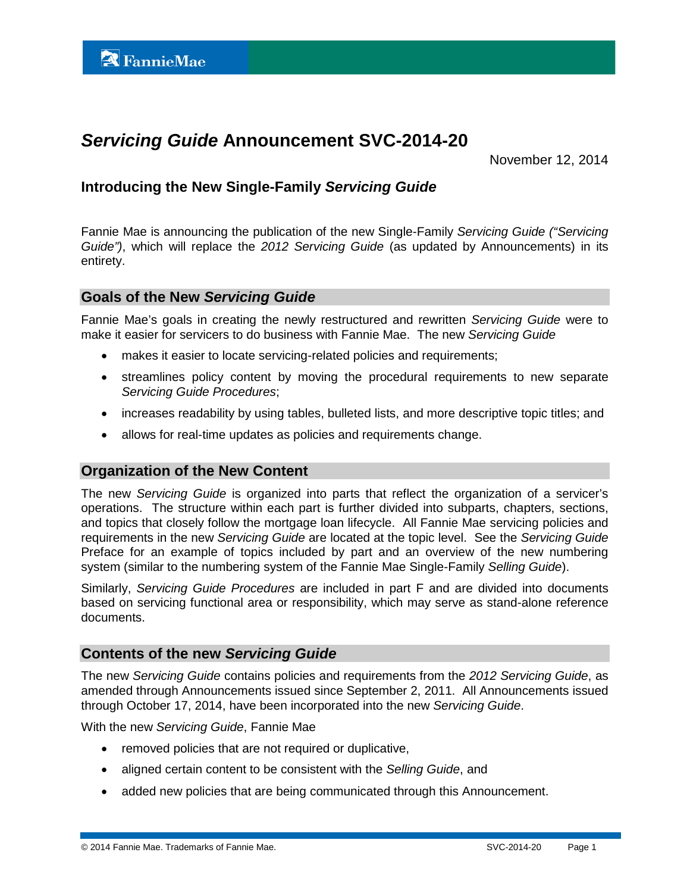# *Servicing Guide* Announcement SVC-2014-20

November 12, 2014

## Introducing the New Single-Family *Servicing Guide*

Fannie Mae is announcing the publication of the new Single-Family *Servicing Guide ("Servicing Guide")*, which will replace the *2012 Servicing Guide* (as updated by Announcements) in its entirety.

## Goals of the New *Servicing Guide*

Fannie Mae's goals in creating the newly restructured and rewritten *Servicing Guide* were to make it easier for servicers to do business with Fannie Mae. The new *Servicing Guide*

- makes it easier to locate servicing-related policies and requirements;
- streamlines policy content by moving the procedural requirements to new separate *Servicing Guide Procedures*;
- increases readability by using tables, bulleted lists, and more descriptive topic titles; and
- allows for real-time updates as policies and requirements change.

## Organization of the New Content

The new *Servicing Guide* is organized into parts that reflect the organization of a servicer's operations. The structure within each part is further divided into subparts, chapters, sections, and topics that closely follow the mortgage loan lifecycle. All Fannie Mae servicing policies and requirements in the new *Servicing Guide* are located at the topic level. See the *Servicing Guide* Preface for an example of topics included by part and an overview of the new numbering system (similar to the numbering system of the Fannie Mae Single-Family *Selling Guide*).

Similarly, *Servicing Guide Procedures* are included in part F and are divided into documents based on servicing functional area or responsibility, which may serve as stand-alone reference documents.

## Contents of the new *Servicing Guide*

The new *Servicing Guide* contains policies and requirements from the *2012 Servicing Guide*, as amended through Announcements issued since September 2, 2011. All Announcements issued through October 17, 2014, have been incorporated into the new *Servicing Guide*.

With the new *Servicing Guide*, Fannie Mae

- removed policies that are not required or duplicative,
- aligned certain content to be consistent with the *Selling Guide*, and
- added new policies that are being communicated through this Announcement.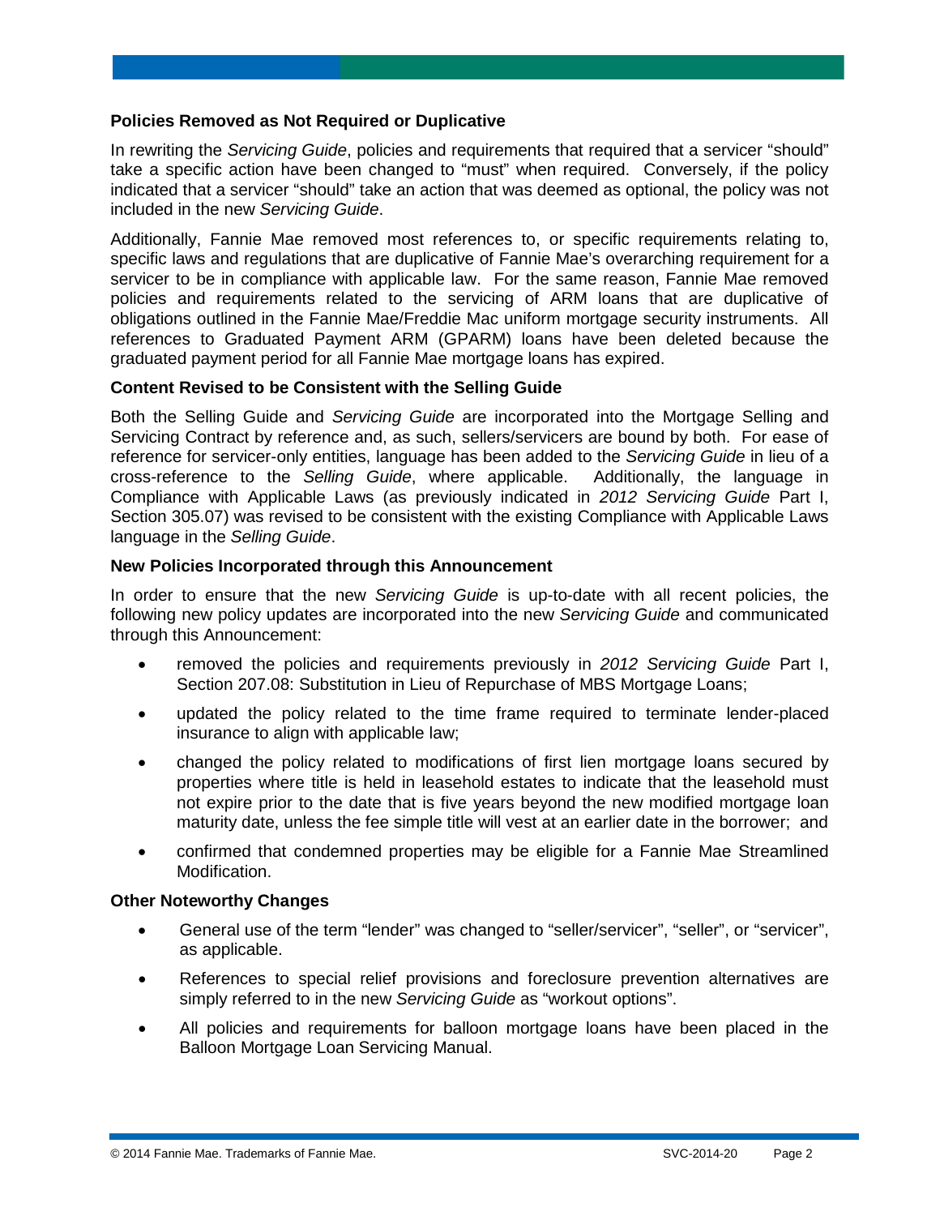### Policies Removed as Not Required or Duplicative

In rewriting the *Servicing Guide*, policies and requirements that required that a servicer "should" take a specific action have been changed to "must" when required. Conversely, if the policy indicated that a servicer "should" take an action that was deemed as optional, the policy was not included in the new *Servicing Guide*.

Additionally, Fannie Mae removed most references to, or specific requirements relating to, specific laws and regulations that are duplicative of Fannie Mae's overarching requirement for a servicer to be in compliance with applicable law. For the same reason, Fannie Mae removed policies and requirements related to the servicing of ARM loans that are duplicative of obligations outlined in the Fannie Mae/Freddie Mac uniform mortgage security instruments. All references to Graduated Payment ARM (GPARM) loans have been deleted because the graduated payment period for all Fannie Mae mortgage loans has expired.

### Content Revised to be Consistent with the Selling Guide

Both the Selling Guide and *Servicing Guide* are incorporated into the Mortgage Selling and Servicing Contract by reference and, as such, sellers/servicers are bound by both. For ease of reference for servicer-only entities, language has been added to the *Servicing Guide* in lieu of a cross-reference to the *Selling Guide*, where applicable. Additionally, the language in Compliance with Applicable Laws (as previously indicated in *2012 Servicing Guide* Part I, Section 305.07) was revised to be consistent with the existing Compliance with Applicable Laws language in the *Selling Guide*.

### New Policies Incorporated through this Announcement

In order to ensure that the new *Servicing Guide* is up-to-date with all recent policies, the following new policy updates are incorporated into the new *Servicing Guide* and communicated through this Announcement:

- removed the policies and requirements previously in *2012 Servicing Guide* Part I, Section 207.08: Substitution in Lieu of Repurchase of MBS Mortgage Loans;
- updated the policy related to the time frame required to terminate lender-placed insurance to align with applicable law;
- changed the policy related to modifications of first lien mortgage loans secured by properties where title is held in leasehold estates to indicate that the leasehold must not expire prior to the date that is five years beyond the new modified mortgage loan maturity date, unless the fee simple title will vest at an earlier date in the borrower; and
- confirmed that condemned properties may be eligible for a Fannie Mae Streamlined Modification.

### Other Noteworthy Changes

- General use of the term "lender" was changed to "seller/servicer", "seller", or "servicer", as applicable.
- References to special relief provisions and foreclosure prevention alternatives are simply referred to in the new *Servicing Guide* as "workout options".
- All policies and requirements for balloon mortgage loans have been placed in the Balloon Mortgage Loan Servicing Manual.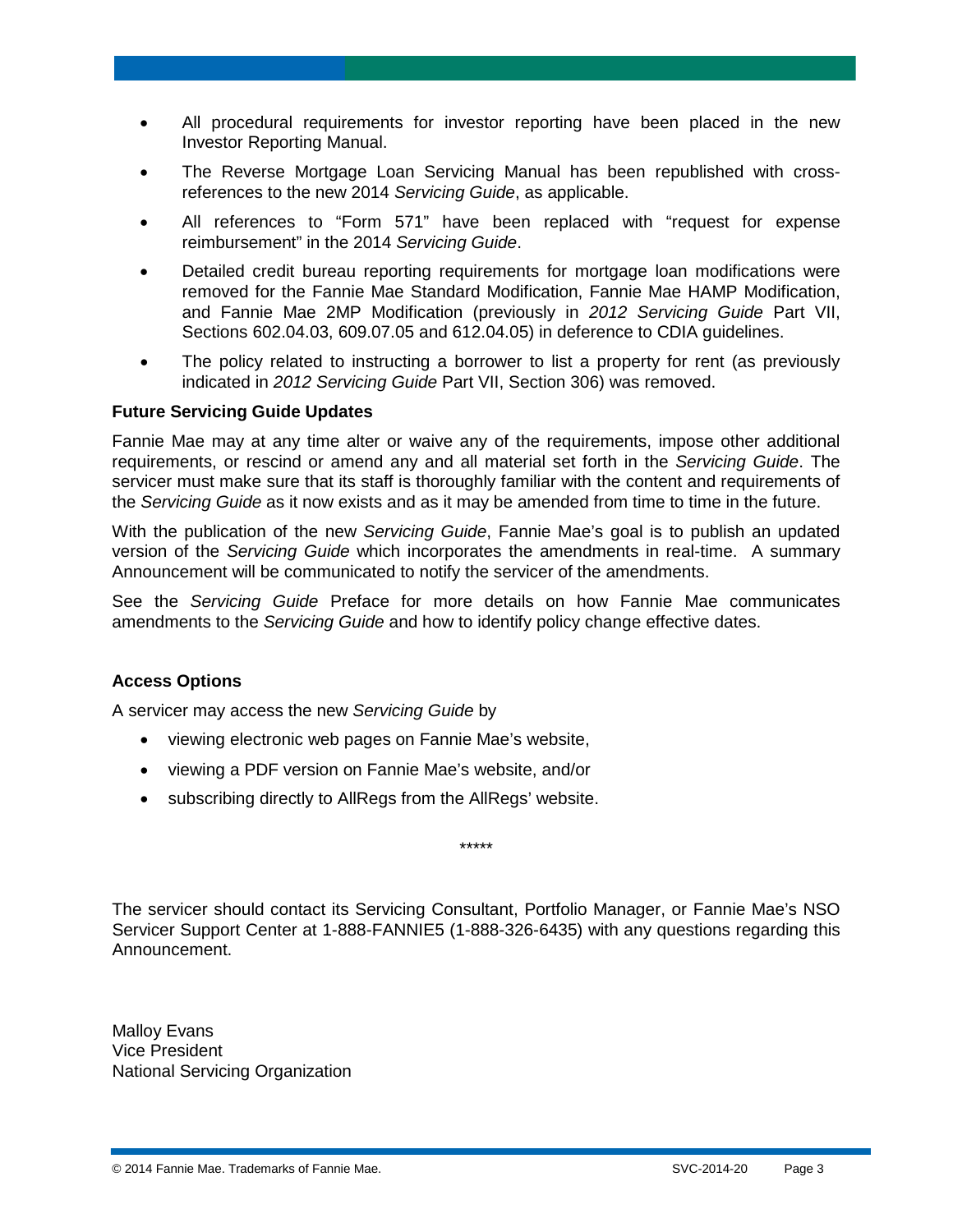- All procedural requirements for investor reporting have been placed in the new Investor Reporting Manual.
- The Reverse Mortgage Loan Servicing Manual has been republished with cross-references to the new 2014 *Servicing Guide*, as applicable.
- All references to "Form 571" have been replaced with "request for expense reimbursement" in the 2014 *Servicing Guide*.
- Detailed credit bureau reporting requirements for mortgage loan modifications were removed for the Fannie Mae Standard Modification, Fannie Mae HAMP Modification, and Fannie Mae 2MP Modification (previously in *2012 Servicing Guide* Part VII, Sections 602.04.03, 609.07.05 and 612.04.05) in deference to CDIA guidelines.
- The policy related to instructing a borrower to list a property for rent (as previously indicated in *2012 Servicing Guide* Part VII, Section 306) was removed.

**Future Servicing Guide Updates**

Fannie Mae may at any time alter or waive any of the requirements, impose other additional requirements, or rescind or amend any and all material set forth in the *Servicing Guide*. The servicer must make sure that its staff is thoroughly familiar with the content and requirements of the *Servicing Guide* as it now exists and as it may be amended from time to time in the future.

With the publication of the new *Servicing Guide*, Fannie Mae's goal is to publish an updated version of the *Servicing Guide* which incorporates the amendments in real-time. A summary Announcement will be communicated to notify the servicer of the amendments.

See the *Servicing Guide* Preface for more details on how Fannie Mae communicates amendments to the *Servicing Guide* and how to identify policy change effective dates.

**Access Options**

A servicer may access the new *Servicing Guide* by

- viewing electronic web pages on Fannie Mae's website,
- viewing a PDF version on Fannie Mae's website, and/or
- subscribing directly to AllRegs from the AllRegs' website.

*****

The servicer should contact its Servicing Consultant, Portfolio Manager, or Fannie Mae's NSO Servicer Support Center at 1-888-FANNIE5 (1-888-326-6435) with any questions regarding this Announcement.

Malloy Evans
Vice President
National Servicing Organization